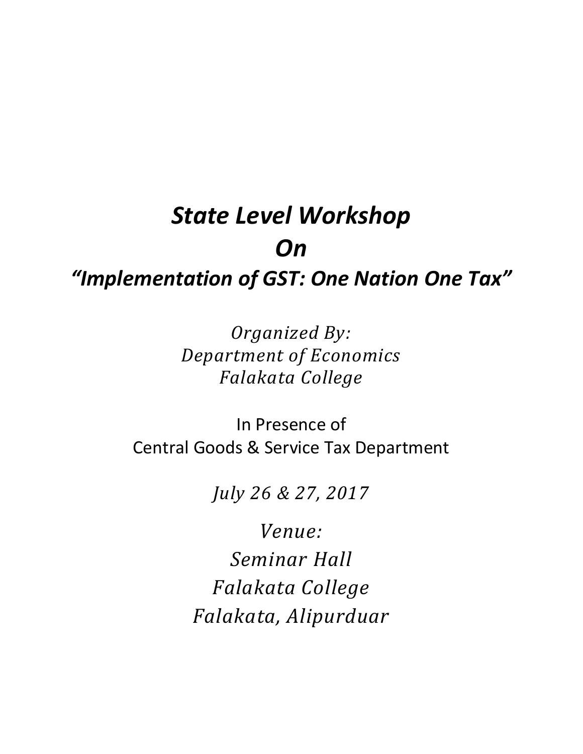# *State Level Workshop*
# *On*
## *"Implementation of GST: One Nation One Tax"*

*Organized By:*
*Department of Economics*
*Falakata College*

In Presence of
Central Goods & Service Tax Department

*July 26 & 27, 2017*

*Venue:*
*Seminar Hall*
*Falakata College*
*Falakata, Alipurduar*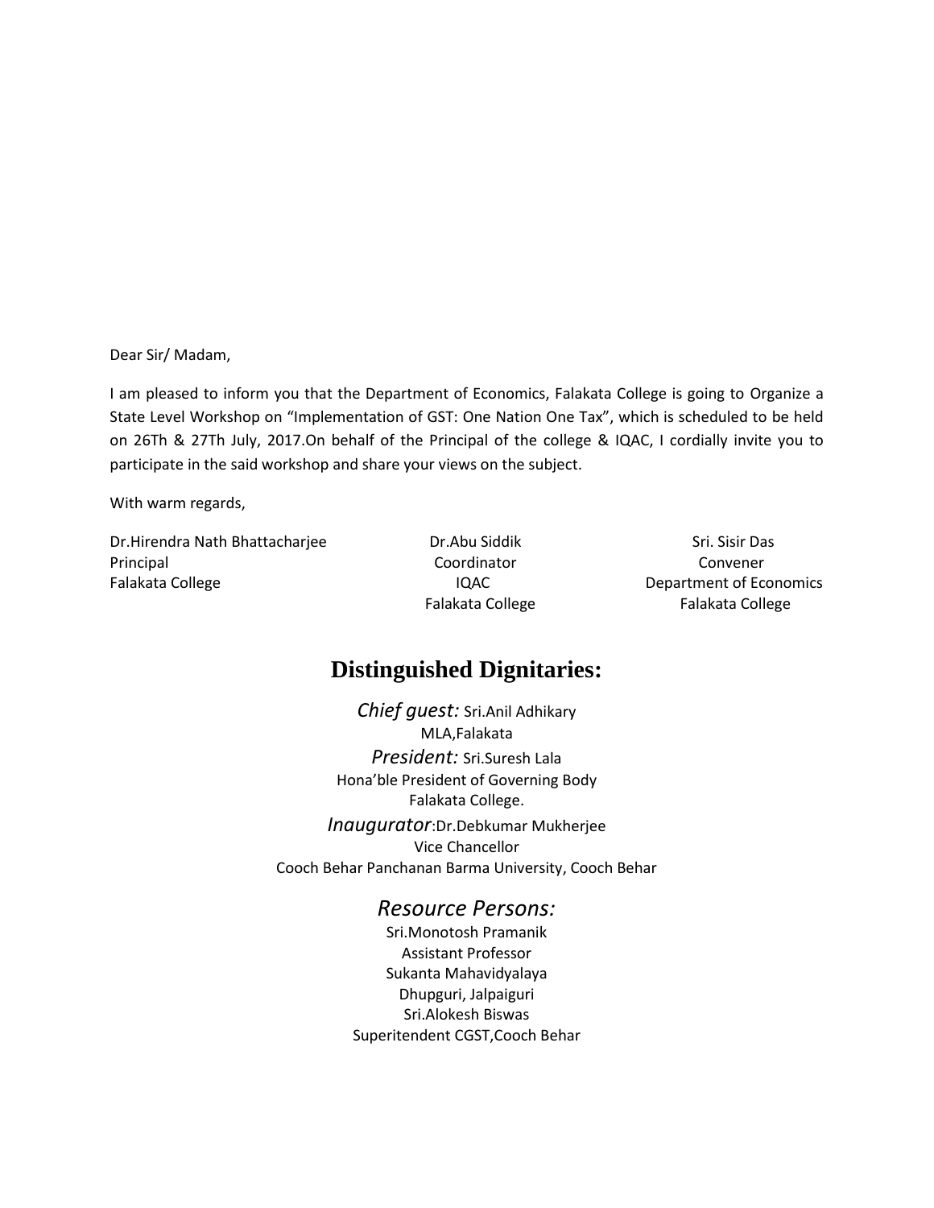Dear Sir/ Madam,

I am pleased to inform you that the Department of Economics, Falakata College is going to Organize a State Level Workshop on "Implementation of GST: One Nation One Tax", which is scheduled to be held on 26Th & 27Th July, 2017.On behalf of the Principal of the college & IQAC, I cordially invite you to participate in the said workshop and share your views on the subject.

With warm regards,

Dr.Hirendra Nath Bhattacharjee
Principal
Falakata College

Dr.Abu Siddik
Coordinator
IQAC
Falakata College

Sri. Sisir Das
Convener
Department of Economics
Falakata College

## Distinguished Dignitaries:

*Chief guest:* Sri.Anil Adhikary
MLA,Falakata

*President:* Sri.Suresh Lala
Hona'ble President of Governing Body
Falakata College.

*Inaugurator*:Dr.Debkumar Mukherjee
Vice Chancellor
Cooch Behar Panchanan Barma University, Cooch Behar

### *Resource Persons:*

Sri.Monotosh Pramanik
Assistant Professor
Sukanta Mahavidyalaya
Dhupguri, Jalpaiguri

Sri.Alokesh Biswas
Superitendent CGST,Cooch Behar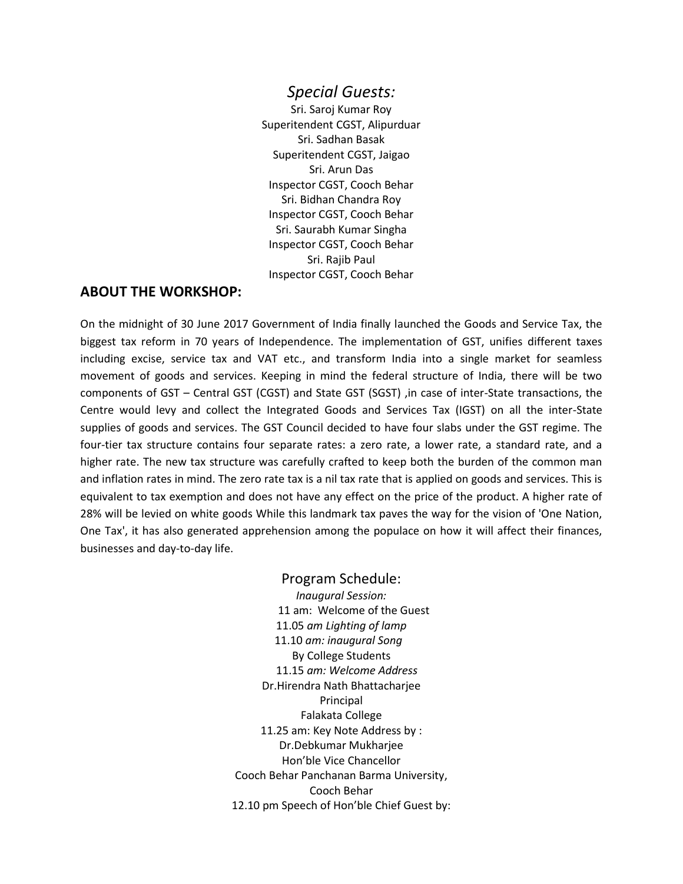*Special Guests:*

Sri. Saroj Kumar Roy
Superitendent CGST, Alipurduar
Sri. Sadhan Basak
Superitendent CGST, Jaigao
Sri. Arun Das
Inspector CGST, Cooch Behar
Sri. Bidhan Chandra Roy
Inspector CGST, Cooch Behar
Sri. Saurabh Kumar Singha
Inspector CGST, Cooch Behar
Sri. Rajib Paul
Inspector CGST, Cooch Behar

## ABOUT THE WORKSHOP:

On the midnight of 30 June 2017 Government of India finally launched the Goods and Service Tax, the biggest tax reform in 70 years of Independence. The implementation of GST, unifies different taxes including excise, service tax and VAT etc., and transform India into a single market for seamless movement of goods and services. Keeping in mind the federal structure of India, there will be two components of GST – Central GST (CGST) and State GST (SGST) ,in case of inter-State transactions, the Centre would levy and collect the Integrated Goods and Services Tax (IGST) on all the inter-State supplies of goods and services. The GST Council decided to have four slabs under the GST regime. The four-tier tax structure contains four separate rates: a zero rate, a lower rate, a standard rate, and a higher rate. The new tax structure was carefully crafted to keep both the burden of the common man and inflation rates in mind. The zero rate tax is a nil tax rate that is applied on goods and services. This is equivalent to tax exemption and does not have any effect on the price of the product. A higher rate of 28% will be levied on white goods While this landmark tax paves the way for the vision of 'One Nation, One Tax', it has also generated apprehension among the populace on how it will affect their finances, businesses and day-to-day life.

Program Schedule:

*Inaugural Session:*

11 am: Welcome of the Guest
11.05 *am Lighting of lamp*
11.10 *am: inaugural Song*
By College Students
11.15 *am: Welcome Address*
Dr.Hirendra Nath Bhattacharjee
Principal
Falakata College
11.25 am: Key Note Address by :
Dr.Debkumar Mukharjee
Hon'ble Vice Chancellor
Cooch Behar Panchanan Barma University,
Cooch Behar
12.10 pm Speech of Hon'ble Chief Guest by: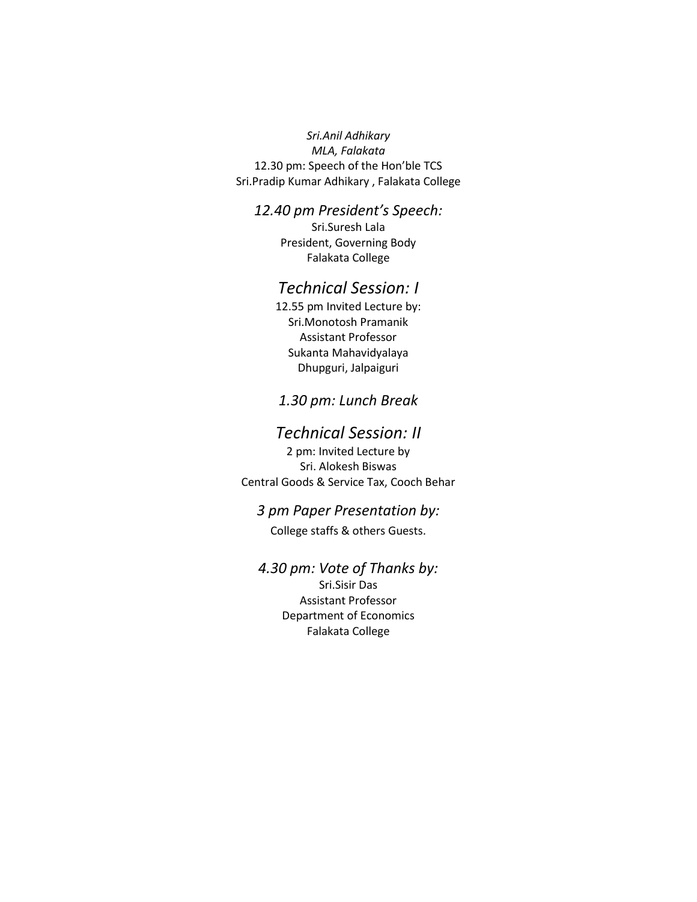*Sri.Anil Adhikary*
*MLA, Falakata*

12.30 pm: Speech of the Hon'ble TCS
Sri.Pradip Kumar Adhikary , Falakata College

*12.40 pm President's Speech:*

Sri.Suresh Lala
President, Governing Body
Falakata College

## *Technical Session: I*

12.55 pm Invited Lecture by:
Sri.Monotosh Pramanik
Assistant Professor
Sukanta Mahavidyalaya
Dhupguri, Jalpaiguri

*1.30 pm: Lunch Break*

## *Technical Session: II*

2 pm: Invited Lecture by
Sri. Alokesh Biswas
Central Goods & Service Tax, Cooch Behar

*3 pm Paper Presentation by:*

College staffs & others Guests.

*4.30 pm: Vote of Thanks by:*

Sri.Sisir Das
Assistant Professor
Department of Economics
Falakata College